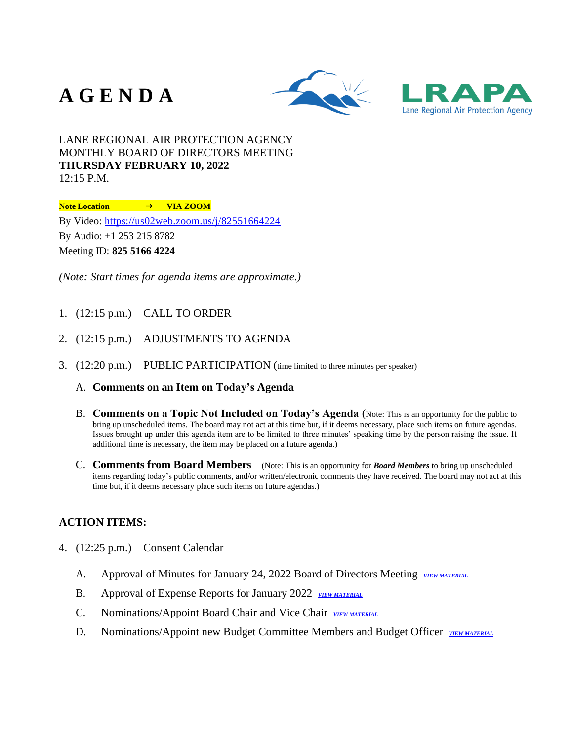# A G E N D A

LRAPA
Lane Regional Air Protection Agency

LANE REGIONAL AIR PROTECTION AGENCY
MONTHLY BOARD OF DIRECTORS MEETING
**THURSDAY FEBRUARY 10, 2022**
12:15 P.M.

**Note Location → VIA ZOOM**

By Video: https://us02web.zoom.us/j/82551664224
By Audio: +1 253 215 8782
Meeting ID: **825 5166 4224**

*(Note: Start times for agenda items are approximate.)*

1. (12:15 p.m.) CALL TO ORDER

2. (12:15 p.m.) ADJUSTMENTS TO AGENDA

3. (12:20 p.m.) PUBLIC PARTICIPATION (time limited to three minutes per speaker)

   A. **Comments on an Item on Today's Agenda**

   B. **Comments on a Topic Not Included on Today's Agenda** (Note: This is an opportunity for the public to bring up unscheduled items. The board may not act at this time but, if it deems necessary, place such items on future agendas. Issues brought up under this agenda item are to be limited to three minutes' speaking time by the person raising the issue. If additional time is necessary, the item may be placed on a future agenda.)

   C. **Comments from Board Members** (Note: This is an opportunity for ***Board Members*** to bring up unscheduled items regarding today's public comments, and/or written/electronic comments they have received. The board may not act at this time but, if it deems necessary place such items on future agendas.)

## ACTION ITEMS:

4. (12:25 p.m.) Consent Calendar

   A. Approval of Minutes for January 24, 2022 Board of Directors Meeting ***VIEW MATERIAL***

   B. Approval of Expense Reports for January 2022 ***VIEW MATERIAL***

   C. Nominations/Appoint Board Chair and Vice Chair ***VIEW MATERIAL***

   D. Nominations/Appoint new Budget Committee Members and Budget Officer ***VIEW MATERIAL***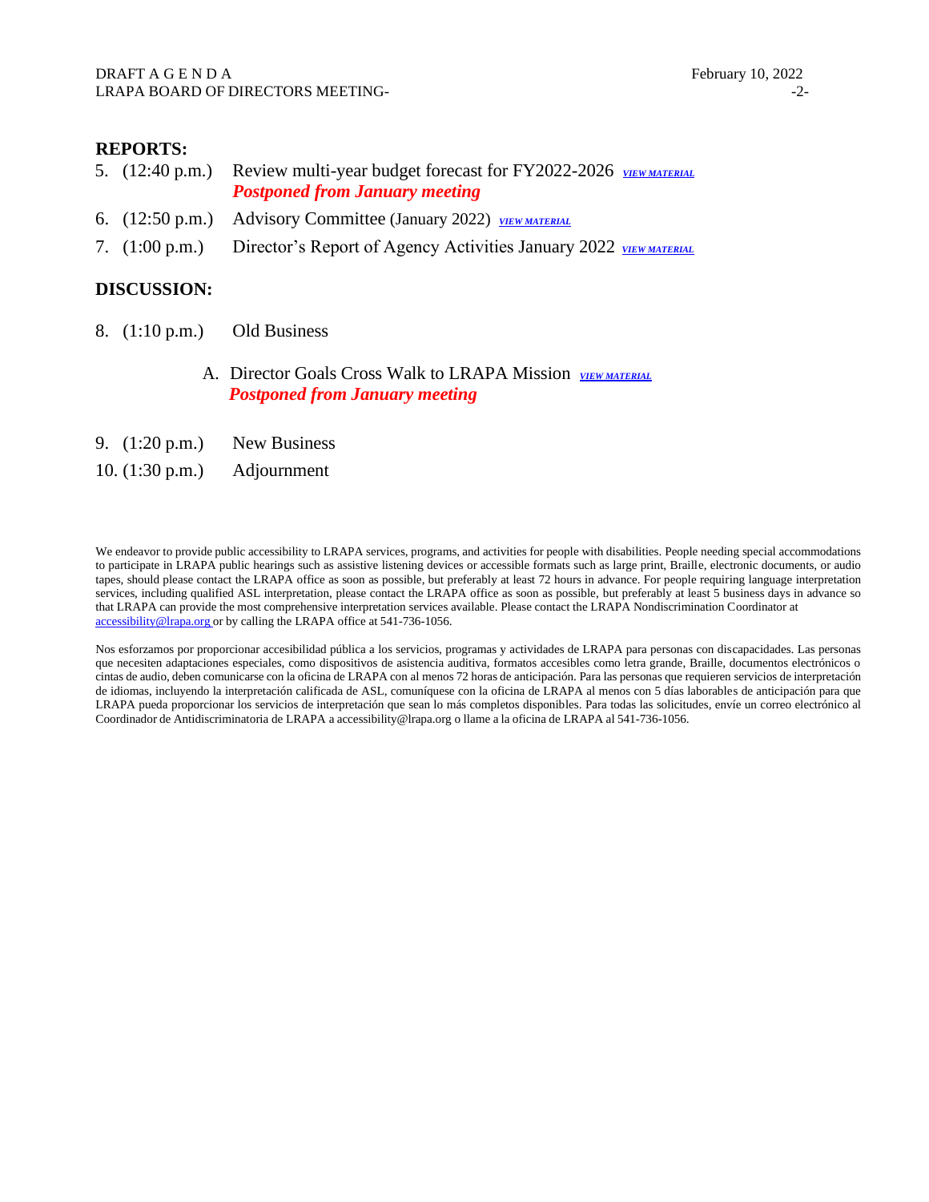## REPORTS:

5. (12:40 p.m.) Review multi-year budget forecast for FY2022-2026 [VIEW MATERIAL]
   ***Postponed from January meeting***
6. (12:50 p.m.) Advisory Committee (January 2022) [VIEW MATERIAL]
7. (1:00 p.m.) Director's Report of Agency Activities January 2022 [VIEW MATERIAL]

## DISCUSSION:

8. (1:10 p.m.) Old Business

   A. Director Goals Cross Walk to LRAPA Mission [VIEW MATERIAL]
   ***Postponed from January meeting***

9. (1:20 p.m.) New Business
10. (1:30 p.m.) Adjournment

We endeavor to provide public accessibility to LRAPA services, programs, and activities for people with disabilities. People needing special accommodations to participate in LRAPA public hearings such as assistive listening devices or accessible formats such as large print, Braille, electronic documents, or audio tapes, should please contact the LRAPA office as soon as possible, but preferably at least 72 hours in advance. For people requiring language interpretation services, including qualified ASL interpretation, please contact the LRAPA office as soon as possible, but preferably at least 5 business days in advance so that LRAPA can provide the most comprehensive interpretation services available. Please contact the LRAPA Nondiscrimination Coordinator at accessibility@lrapa.org or by calling the LRAPA office at 541-736-1056.

Nos esforzamos por proporcionar accesibilidad pública a los servicios, programas y actividades de LRAPA para personas con discapacidades. Las personas que necesiten adaptaciones especiales, como dispositivos de asistencia auditiva, formatos accesibles como letra grande, Braille, documentos electrónicos o cintas de audio, deben comunicarse con la oficina de LRAPA con al menos 72 horas de anticipación. Para las personas que requieren servicios de interpretación de idiomas, incluyendo la interpretación calificada de ASL, comuníquese con la oficina de LRAPA al menos con 5 días laborables de anticipación para que LRAPA pueda proporcionar los servicios de interpretación que sean lo más completos disponibles. Para todas las solicitudes, envíe un correo electrónico al Coordinador de Antidiscriminatoria de LRAPA a accessibility@lrapa.org o llame a la oficina de LRAPA al 541-736-1056.